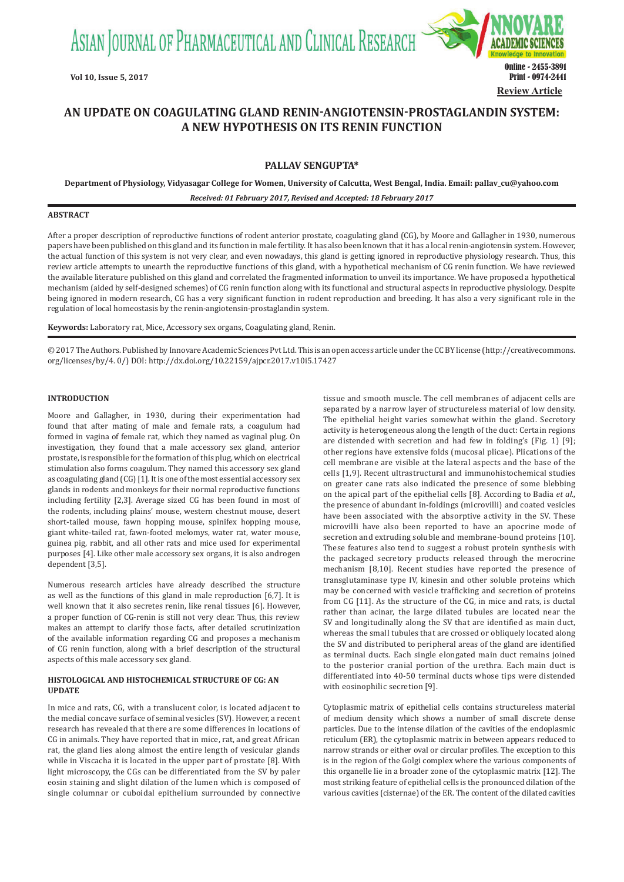Review Article

# AN UPDATE ON COAGULATING GLAND RENIN-ANGIOTENSIN-PROSTAGLANDIN SYSTEM: A NEW HYPOTHESIS ON ITS RENIN FUNCTION

**PALLAV SENGUPTA***

**Department of Physiology, Vidyasagar College for Women, University of Calcutta, West Bengal, India. Email: pallav_cu@yahoo.com**

***Received: 01 February 2017, Revised and Accepted: 18 February 2017***

## ABSTRACT

After a proper description of reproductive functions of rodent anterior prostate, coagulating gland (CG), by Moore and Gallagher in 1930, numerous papers have been published on this gland and its function in male fertility. It has also been known that it has a local renin-angiotensin system. However, the actual function of this system is not very clear, and even nowadays, this gland is getting ignored in reproductive physiology research. Thus, this review article attempts to unearth the reproductive functions of this gland, with a hypothetical mechanism of CG renin function. We have reviewed the available literature published on this gland and correlated the fragmented information to unveil its importance. We have proposed a hypothetical mechanism (aided by self-designed schemes) of CG renin function along with its functional and structural aspects in reproductive physiology. Despite being ignored in modern research, CG has a very significant function in rodent reproduction and breeding. It has also a very significant role in the regulation of local homeostasis by the renin-angiotensin-prostaglandin system.

**Keywords:** Laboratory rat, Mice, Accessory sex organs, Coagulating gland, Renin.

© 2017 The Authors. Published by Innovare Academic Sciences Pvt Ltd. This is an open access article under the CC BY license (http://creativecommons.org/licenses/by/4. 0/) DOI: http://dx.doi.org/10.22159/ajpcr.2017.v10i5.17427

## INTRODUCTION

Moore and Gallagher, in 1930, during their experimentation had found that after mating of male and female rats, a coagulum had formed in vagina of female rat, which they named as vaginal plug. On investigation, they found that a male accessory sex gland, anterior prostate, is responsible for the formation of this plug, which on electrical stimulation also forms coagulum. They named this accessory sex gland as coagulating gland (CG) [1]. It is one of the most essential accessory sex glands in rodents and monkeys for their normal reproductive functions including fertility [2,3]. Average sized CG has been found in most of the rodents, including plains' mouse, western chestnut mouse, desert short-tailed mouse, fawn hopping mouse, spinifex hopping mouse, giant white-tailed rat, fawn-footed melomys, water rat, water mouse, guinea pig, rabbit, and all other rats and mice used for experimental purposes [4]. Like other male accessory sex organs, it is also androgen dependent [3,5].

Numerous research articles have already described the structure as well as the functions of this gland in male reproduction [6,7]. It is well known that it also secretes renin, like renal tissues [6]. However, a proper function of CG-renin is still not very clear. Thus, this review makes an attempt to clarify those facts, after detailed scrutinization of the available information regarding CG and proposes a mechanism of CG renin function, along with a brief description of the structural aspects of this male accessory sex gland.

## HISTOLOGICAL AND HISTOCHEMICAL STRUCTURE OF CG: AN UPDATE

In mice and rats, CG, with a translucent color, is located adjacent to the medial concave surface of seminal vesicles (SV). However, a recent research has revealed that there are some differences in locations of CG in animals. They have reported that in mice, rat, and great African rat, the gland lies along almost the entire length of vesicular glands while in Viscacha it is located in the upper part of prostate [8]. With light microscopy, the CGs can be differentiated from the SV by paler eosin staining and slight dilation of the lumen which is composed of single columnar or cuboidal epithelium surrounded by connective tissue and smooth muscle. The cell membranes of adjacent cells are separated by a narrow layer of structureless material of low density. The epithelial height varies somewhat within the gland. Secretory activity is heterogeneous along the length of the duct: Certain regions are distended with secretion and had few in folding's (Fig. 1) [9]; other regions have extensive folds (mucosal plicae). Plications of the cell membrane are visible at the lateral aspects and the base of the cells [1,9]. Recent ultrastructural and immunohistochemical studies on greater cane rats also indicated the presence of some blebbing on the apical part of the epithelial cells [8]. According to Badia *et al.*, the presence of abundant in-foldings (microvilli) and coated vesicles have been associated with the absorptive activity in the SV. These microvilli have also been reported to have an apocrine mode of secretion and extruding soluble and membrane-bound proteins [10]. These features also tend to suggest a robust protein synthesis with the packaged secretory products released through the merocrine mechanism [8,10]. Recent studies have reported the presence of transglutaminase type IV, kinesin and other soluble proteins which may be concerned with vesicle trafficking and secretion of proteins from CG [11]. As the structure of the CG, in mice and rats, is ductal rather than acinar, the large dilated tubules are located near the SV and longitudinally along the SV that are identified as main duct, whereas the small tubules that are crossed or obliquely located along the SV and distributed to peripheral areas of the gland are identified as terminal ducts. Each single elongated main duct remains joined to the posterior cranial portion of the urethra. Each main duct is differentiated into 40-50 terminal ducts whose tips were distended with eosinophilic secretion [9].

Cytoplasmic matrix of epithelial cells contains structureless material of medium density which shows a number of small discrete dense particles. Due to the intense dilation of the cavities of the endoplasmic reticulum (ER), the cytoplasmic matrix in between appears reduced to narrow strands or either oval or circular profiles. The exception to this is in the region of the Golgi complex where the various components of this organelle lie in a broader zone of the cytoplasmic matrix [12]. The most striking feature of epithelial cells is the pronounced dilation of the various cavities (cisternae) of the ER. The content of the dilated cavities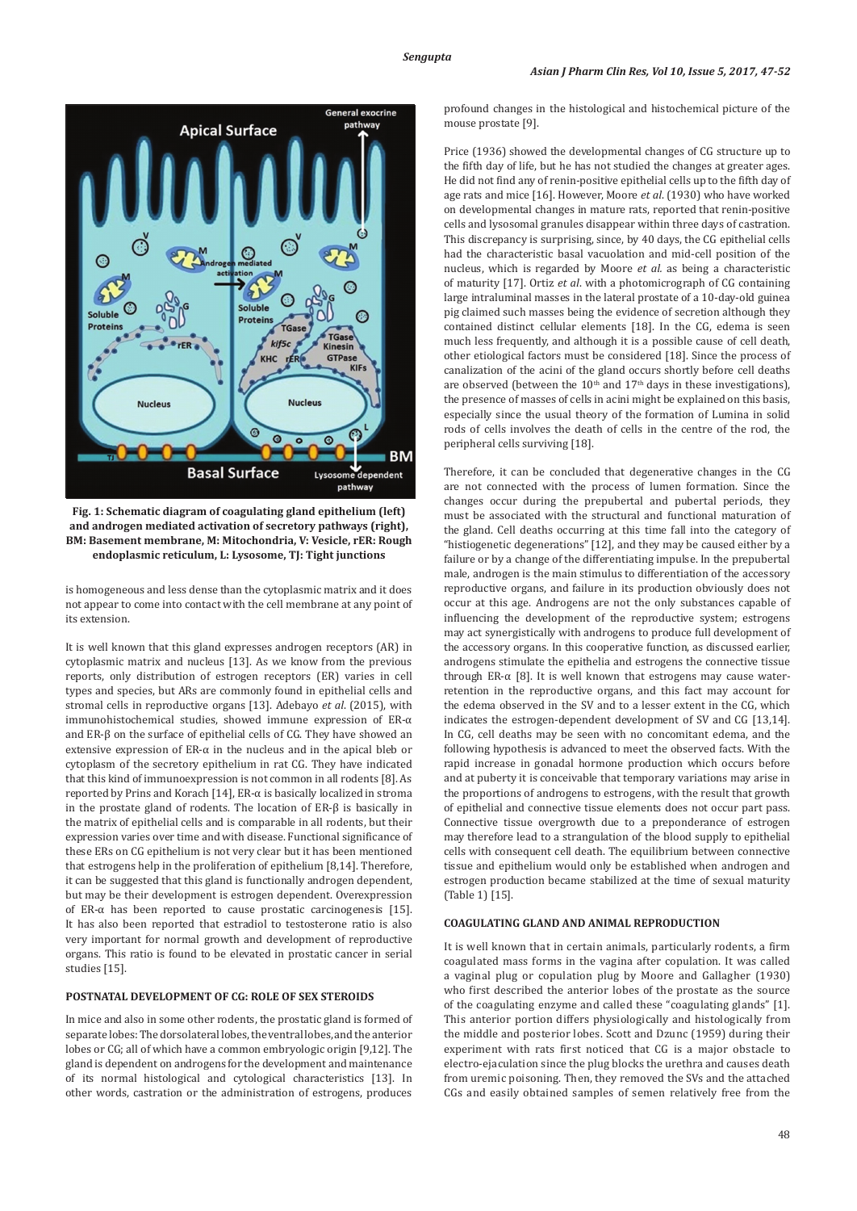**Fig. 1: Schematic diagram of coagulating gland epithelium (left) and androgen mediated activation of secretory pathways (right), BM: Basement membrane, M: Mitochondria, V: Vesicle, rER: Rough endoplasmic reticulum, L: Lysosome, TJ: Tight junctions**

is homogeneous and less dense than the cytoplasmic matrix and it does not appear to come into contact with the cell membrane at any point of its extension.

It is well known that this gland expresses androgen receptors (AR) in cytoplasmic matrix and nucleus [13]. As we know from the previous reports, only distribution of estrogen receptors (ER) varies in cell types and species, but ARs are commonly found in epithelial cells and stromal cells in reproductive organs [13]. Adebayo *et al*. (2015), with immunohistochemical studies, showed immune expression of ER-α and ER-β on the surface of epithelial cells of CG. They have showed an extensive expression of ER-α in the nucleus and in the apical bleb or cytoplasm of the secretory epithelium in rat CG. They have indicated that this kind of immunoexpression is not common in all rodents [8]. As reported by Prins and Korach [14], ER-α is basically localized in stroma in the prostate gland of rodents. The location of ER-β is basically in the matrix of epithelial cells and is comparable in all rodents, but their expression varies over time and with disease. Functional significance of these ERs on CG epithelium is not very clear but it has been mentioned that estrogens help in the proliferation of epithelium [8,14]. Therefore, it can be suggested that this gland is functionally androgen dependent, but may be their development is estrogen dependent. Overexpression of ER-α has been reported to cause prostatic carcinogenesis [15]. It has also been reported that estradiol to testosterone ratio is also very important for normal growth and development of reproductive organs. This ratio is found to be elevated in prostatic cancer in serial studies [15].

## POSTNATAL DEVELOPMENT OF CG: ROLE OF SEX STEROIDS

In mice and also in some other rodents, the prostatic gland is formed of separate lobes: The dorsolateral lobes, the ventral lobes, and the anterior lobes or CG; all of which have a common embryologic origin [9,12]. The gland is dependent on androgens for the development and maintenance of its normal histological and cytological characteristics [13]. In other words, castration or the administration of estrogens, produces profound changes in the histological and histochemical picture of the mouse prostate [9].

Price (1936) showed the developmental changes of CG structure up to the fifth day of life, but he has not studied the changes at greater ages. He did not find any of renin-positive epithelial cells up to the fifth day of age rats and mice [16]. However, Moore *et al*. (1930) who have worked on developmental changes in mature rats, reported that renin-positive cells and lysosomal granules disappear within three days of castration. This discrepancy is surprising, since, by 40 days, the CG epithelial cells had the characteristic basal vacuolation and mid-cell position of the nucleus, which is regarded by Moore *et al*. as being a characteristic of maturity [17]. Ortiz *et al*. with a photomicrograph of CG containing large intraluminal masses in the lateral prostate of a 10-day-old guinea pig claimed such masses being the evidence of secretion although they contained distinct cellular elements [18]. In the CG, edema is seen much less frequently, and although it is a possible cause of cell death, other etiological factors must be considered [18]. Since the process of canalization of the acini of the gland occurs shortly before cell deaths are observed (between the 10th and 17th days in these investigations), the presence of masses of cells in acini might be explained on this basis, especially since the usual theory of the formation of Lumina in solid rods of cells involves the death of cells in the centre of the rod, the peripheral cells surviving [18].

Therefore, it can be concluded that degenerative changes in the CG are not connected with the process of lumen formation. Since the changes occur during the prepubertal and pubertal periods, they must be associated with the structural and functional maturation of the gland. Cell deaths occurring at this time fall into the category of "histiogenetic degenerations" [12], and they may be caused either by a failure or by a change of the differentiating impulse. In the prepubertal male, androgen is the main stimulus to differentiation of the accessory reproductive organs, and failure in its production obviously does not occur at this age. Androgens are not the only substances capable of influencing the development of the reproductive system; estrogens may act synergistically with androgens to produce full development of the accessory organs. In this cooperative function, as discussed earlier, androgens stimulate the epithelia and estrogens the connective tissue through ER-α [8]. It is well known that estrogens may cause water-retention in the reproductive organs, and this fact may account for the edema observed in the SV and to a lesser extent in the CG, which indicates the estrogen-dependent development of SV and CG [13,14]. In CG, cell deaths may be seen with no concomitant edema, and the following hypothesis is advanced to meet the observed facts. With the rapid increase in gonadal hormone production which occurs before and at puberty it is conceivable that temporary variations may arise in the proportions of androgens to estrogens, with the result that growth of epithelial and connective tissue elements does not occur part pass. Connective tissue overgrowth due to a preponderance of estrogen may therefore lead to a strangulation of the blood supply to epithelial cells with consequent cell death. The equilibrium between connective tissue and epithelium would only be established when androgen and estrogen production became stabilized at the time of sexual maturity (Table 1) [15].

## COAGULATING GLAND AND ANIMAL REPRODUCTION

It is well known that in certain animals, particularly rodents, a firm coagulated mass forms in the vagina after copulation. It was called a vaginal plug or copulation plug by Moore and Gallagher (1930) who first described the anterior lobes of the prostate as the source of the coagulating enzyme and called these "coagulating glands" [1]. This anterior portion differs physiologically and histologically from the middle and posterior lobes. Scott and Dzunc (1959) during their experiment with rats first noticed that CG is a major obstacle to electro-ejaculation since the plug blocks the urethra and causes death from uremic poisoning. Then, they removed the SVs and the attached CGs and easily obtained samples of semen relatively free from the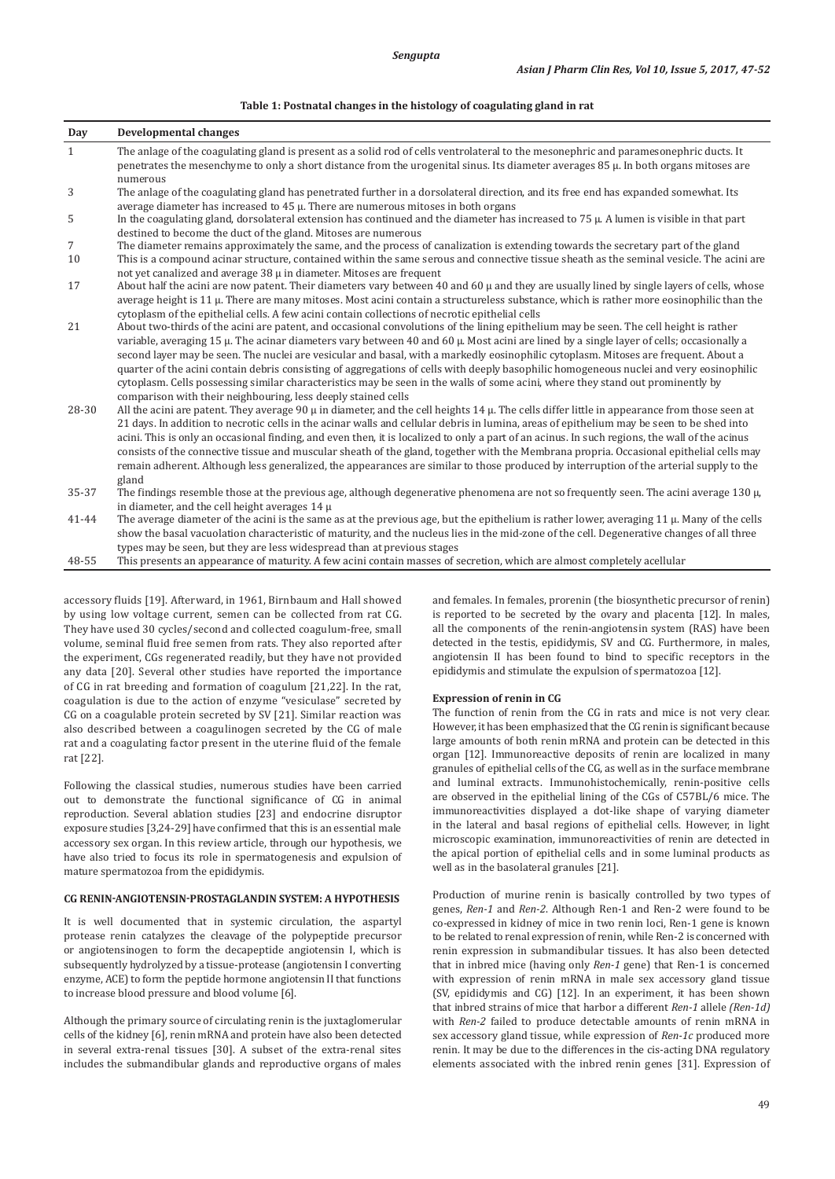**Table 1: Postnatal changes in the histology of coagulating gland in rat**

| Day | Developmental changes |
|---|---|
| 1 | The anlage of the coagulating gland is present as a solid rod of cells ventrolateral to the mesonephric and paramesonephric ducts. It penetrates the mesenchyme to only a short distance from the urogenital sinus. Its diameter averages 85 μ. In both organs mitoses are numerous |
| 3 | The anlage of the coagulating gland has penetrated further in a dorsolateral direction, and its free end has expanded somewhat. Its average diameter has increased to 45 μ. There are numerous mitoses in both organs |
| 5 | In the coagulating gland, dorsolateral extension has continued and the diameter has increased to 75 μ. A lumen is visible in that part destined to become the duct of the gland. Mitoses are numerous |
| 7 | The diameter remains approximately the same, and the process of canalization is extending towards the secretary part of the gland |
| 10 | This is a compound acinar structure, contained within the same serous and connective tissue sheath as the seminal vesicle. The acini are not yet canalized and average 38 μ in diameter. Mitoses are frequent |
| 17 | About half the acini are now patent. Their diameters vary between 40 and 60 μ and they are usually lined by single layers of cells, whose average height is 11 μ. There are many mitoses. Most acini contain a structureless substance, which is rather more eosinophilic than the cytoplasm of the epithelial cells. A few acini contain collections of necrotic epithelial cells |
| 21 | About two-thirds of the acini are patent, and occasional convolutions of the lining epithelium may be seen. The cell height is rather variable, averaging 15 μ. The acinar diameters vary between 40 and 60 μ. Most acini are lined by a single layer of cells; occasionally a second layer may be seen. The nuclei are vesicular and basal, with a markedly eosinophilic cytoplasm. Mitoses are frequent. About a quarter of the acini contain debris consisting of aggregations of cells with deeply basophilic homogeneous nuclei and very eosinophilic cytoplasm. Cells possessing similar characteristics may be seen in the walls of some acini, where they stand out prominently by comparison with their neighbouring, less deeply stained cells |
| 28-30 | All the acini are patent. They average 90 μ in diameter, and the cell heights 14 μ. The cells differ little in appearance from those seen at 21 days. In addition to necrotic cells in the acinar walls and cellular debris in lumina, areas of epithelium may be seen to be shed into acini. This is only an occasional finding, and even then, it is localized to only a part of an acinus. In such regions, the wall of the acinus consists of the connective tissue and muscular sheath of the gland, together with the Membrana propria. Occasional epithelial cells may remain adherent. Although less generalized, the appearances are similar to those produced by interruption of the arterial supply to the gland |
| 35-37 | The findings resemble those at the previous age, although degenerative phenomena are not so frequently seen. The acini average 130 μ, in diameter, and the cell height averages 14 μ |
| 41-44 | The average diameter of the acini is the same as at the previous age, but the epithelium is rather lower, averaging 11 μ. Many of the cells show the basal vacuolation characteristic of maturity, and the nucleus lies in the mid-zone of the cell. Degenerative changes of all three types may be seen, but they are less widespread than at previous stages |
| 48-55 | This presents an appearance of maturity. A few acini contain masses of secretion, which are almost completely acellular |

accessory fluids [19]. Afterward, in 1961, Birnbaum and Hall showed by using low voltage current, semen can be collected from rat CG. They have used 30 cycles/second and collected coagulum-free, small volume, seminal fluid free semen from rats. They also reported after the experiment, CGs regenerated readily, but they have not provided any data [20]. Several other studies have reported the importance of CG in rat breeding and formation of coagulum [21,22]. In the rat, coagulation is due to the action of enzyme "vesiculase" secreted by CG on a coagulable protein secreted by SV [21]. Similar reaction was also described between a coagulinogen secreted by the CG of male rat and a coagulating factor present in the uterine fluid of the female rat [22].

Following the classical studies, numerous studies have been carried out to demonstrate the functional significance of CG in animal reproduction. Several ablation studies [23] and endocrine disruptor exposure studies [3,24-29] have confirmed that this is an essential male accessory sex organ. In this review article, through our hypothesis, we have also tried to focus its role in spermatogenesis and expulsion of mature spermatozoa from the epididymis.

## CG RENIN-ANGIOTENSIN-PROSTAGLANDIN SYSTEM: A HYPOTHESIS

It is well documented that in systemic circulation, the aspartyl protease renin catalyzes the cleavage of the polypeptide precursor or angiotensinogen to form the decapeptide angiotensin I, which is subsequently hydrolyzed by a tissue-protease (angiotensin I converting enzyme, ACE) to form the peptide hormone angiotensin II that functions to increase blood pressure and blood volume [6].

Although the primary source of circulating renin is the juxtaglomerular cells of the kidney [6], renin mRNA and protein have also been detected in several extra-renal tissues [30]. A subset of the extra-renal sites includes the submandibular glands and reproductive organs of males and females. In females, prorenin (the biosynthetic precursor of renin) is reported to be secreted by the ovary and placenta [12]. In males, all the components of the renin-angiotensin system (RAS) have been detected in the testis, epididymis, SV and CG. Furthermore, in males, angiotensin II has been found to bind to specific receptors in the epididymis and stimulate the expulsion of spermatozoa [12].

### Expression of renin in CG

The function of renin from the CG in rats and mice is not very clear. However, it has been emphasized that the CG renin is significant because large amounts of both renin mRNA and protein can be detected in this organ [12]. Immunoreactive deposits of renin are localized in many granules of epithelial cells of the CG, as well as in the surface membrane and luminal extracts. Immunohistochemically, renin-positive cells are observed in the epithelial lining of the CGs of C57BL/6 mice. The immunoreactivities displayed a dot-like shape of varying diameter in the lateral and basal regions of epithelial cells. However, in light microscopic examination, immunoreactivities of renin are detected in the apical portion of epithelial cells and in some luminal products as well as in the basolateral granules [21].

Production of murine renin is basically controlled by two types of genes, *Ren-1* and *Ren-2*. Although Ren-1 and Ren-2 were found to be co-expressed in kidney of mice in two renin loci, Ren-1 gene is known to be related to renal expression of renin, while Ren-2 is concerned with renin expression in submandibular tissues. It has also been detected that in inbred mice (having only *Ren-1* gene) that Ren-1 is concerned with expression of renin mRNA in male sex accessory gland tissue (SV, epididymis and CG) [12]. In an experiment, it has been shown that inbred strains of mice that harbor a different *Ren-1* allele *(Ren-1d)* with *Ren-2* failed to produce detectable amounts of renin mRNA in sex accessory gland tissue, while expression of *Ren-1c* produced more renin. It may be due to the differences in the cis-acting DNA regulatory elements associated with the inbred renin genes [31]. Expression of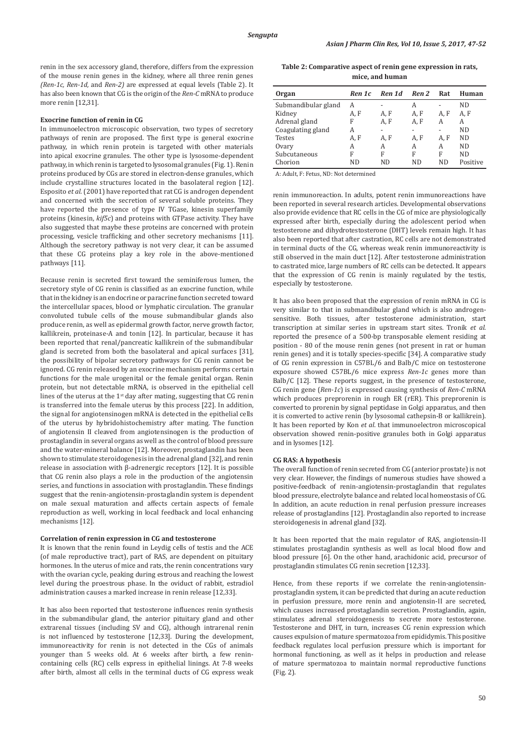renin in the sex accessory gland, therefore, differs from the expression of the mouse renin genes in the kidney, where all three renin genes *(Ren-1c, Ren-1d,* and *Ren-2)* are expressed at equal levels (Table 2). It has also been known that CG is the origin of the *Ren-C* mRNA to produce more renin [12,31].

### Exocrine function of renin in CG

In immunoelectron microscopic observation, two types of secretory pathways of renin are proposed. The first type is general exocrine pathway, in which renin protein is targeted with other materials into apical exocrine granules. The other type is lysosome-dependent pathway, in which renin is targeted to lysosomal granules (Fig. 1). Renin proteins produced by CGs are stored in electron-dense granules, which include crystalline structures located in the basolateral region [12]. Esposito *et al*. (2001) have reported that rat CG is androgen dependent and concerned with the secretion of several soluble proteins. They have reported the presence of type IV TGase, kinesin superfamily proteins (kinesin, *kif5c*) and proteins with GTPase activity. They have also suggested that maybe these proteins are concerned with protein processing, vesicle trafficking and other secretory mechanisms [11]. Although the secretory pathway is not very clear, it can be assumed that these CG proteins play a key role in the above-mentioned pathways [11].

Because renin is secreted first toward the seminiferous lumen, the secretory style of CG renin is classified as an exocrine function, while that in the kidney is an endocrine or paracrine function secreted toward the intercellular spaces, blood or lymphatic circulation. The granular convoluted tubule cells of the mouse submandibular glands also produce renin, as well as epidermal growth factor, nerve growth factor, kallikrein, proteinase-A and tonin [12]. In particular, because it has been reported that renal/pancreatic kallikrein of the submandibular gland is secreted from both the basolateral and apical surfaces [31], the possibility of bipolar secretory pathways for CG renin cannot be ignored. CG renin released by an exocrine mechanism performs certain functions for the male urogenital or the female genital organ. Renin protein, but not detectable mRNA, is observed in the epithelial cell lines of the uterus at the 1st day after mating, suggesting that CG renin is transferred into the female uterus by this process [22]. In addition, the signal for angiotensinogen mRNA is detected in the epithelial cells of the uterus by hybridohistochemistry after mating. The function of angiotensin II cleaved from angiotensinogen is the production of prostaglandin in several organs as well as the control of blood pressure and the water-mineral balance [12]. Moreover, prostaglandin has been shown to stimulate steroidogenesis in the adrenal gland [32], and renin release in association with β-adrenergic receptors [12]. It is possible that CG renin also plays a role in the production of the angiotensin series, and functions in association with prostaglandin. These findings suggest that the renin-angiotensin-prostaglandin system is dependent on male sexual maturation and affects certain aspects of female reproduction as well, working in local feedback and local enhancing mechanisms [12].

### Correlation of renin expression in CG and testosterone

It is known that the renin found in Leydig cells of testis and the ACE (of male reproductive tract), part of RAS, are dependent on pituitary hormones. In the uterus of mice and rats, the renin concentrations vary with the ovarian cycle, peaking during estrous and reaching the lowest level during the proestrous phase. In the oviduct of rabbit, estradiol administration causes a marked increase in renin release [12,33].

It has also been reported that testosterone influences renin synthesis in the submandibular gland, the anterior pituitary gland and other extrarenal tissues (including SV and CG), although intrarenal renin is not influenced by testosterone [12,33]. During the development, immunoreactivity for renin is not detected in the CGs of animals younger than 5 weeks old. At 6 weeks after birth, a few renin-containing cells (RC) cells express in epithelial linings. At 7-8 weeks after birth, almost all cells in the terminal ducts of CG express weak renin immunoreaction. In adults, potent renin immunoreactions have been reported in several research articles. Developmental observations also provide evidence that RC cells in the CG of mice are physiologically expressed after birth, especially during the adolescent period when testosterone and dihydrotestosterone (DHT) levels remain high. It has also been reported that after castration, RC cells are not demonstrated in terminal ducts of the CG, whereas weak renin immunoreactivity is still observed in the main duct [12]. After testosterone administration to castrated mice, large numbers of RC cells can be detected. It appears that the expression of CG renin is mainly regulated by the testis, especially by testosterone.

It has also been proposed that the expression of renin mRNA in CG is very similar to that in submandibular gland which is also androgen-sensitive. Both tissues, after testosterone administration, start transcription at similar series in upstream start sites. Tronik *et al.* reported the presence of a 500-bp transposable element residing at position - 80 of the mouse renin genes (not present in rat or human renin genes) and it is totally species-specific [34]. A comparative study of CG renin expression in C57BL/6 and Balb/C mice on testosterone exposure showed C57BL/6 mice express *Ren-1c* genes more than Balb/C [12]. These reports suggest, in the presence of testosterone, CG renin gene (*Ren-1c*) is expressed causing synthesis of *Ren-C* mRNA which produces preprorenin in rough ER (rER). This preprorenin is converted to prorenin by signal peptidase in Golgi apparatus, and then it is converted to active renin (by lysosomal cathepsin-B or kallikrein). It has been reported by Kon *et al.* that immunoelectron microscopical observation showed renin-positive granules both in Golgi apparatus and in lysomes [12].

**Table 2: Comparative aspect of renin gene expression in rats, mice, and human**

| Organ | *Ren 1c* | *Ren 1d* | *Ren 2* | Rat | Human |
|---|---|---|---|---|---|
| Submandibular gland | A | - | A | - | ND |
| Kidney | A, F | A, F | A, F | A, F | A, F |
| Adrenal gland | F | A, F | A, F | A | A |
| Coagulating gland | A | - | - | - | ND |
| Testes | A, F | A, F | A, F | A, F | ND |
| Ovary | A | A | A | A | ND |
| Subcutaneous | F | F | F | F | ND |
| Chorion | ND | ND | ND | ND | Positive |

A: Adult, F: Fetus, ND: Not determined

### CG RAS: A hypothesis

The overall function of renin secreted from CG (anterior prostate) is not very clear. However, the findings of numerous studies have showed a positive-feedback of renin-angiotensin-prostaglandin that regulates blood pressure, electrolyte balance and related local homeostasis of CG. In addition, an acute reduction in renal perfusion pressure increases release of prostaglandins [12]. Prostaglandin also reported to increase steroidogenesis in adrenal gland [32].

It has been reported that the main regulator of RAS, angiotensin-II stimulates prostaglandin synthesis as well as local blood flow and blood pressure [6]. On the other hand, arachidonic acid, precursor of prostaglandin stimulates CG renin secretion [12,33].

Hence, from these reports if we correlate the renin-angiotensin-prostaglandin system, it can be predicted that during an acute reduction in perfusion pressure, more renin and angiotensin-II are secreted, which causes increased prostaglandin secretion. Prostaglandin, again, stimulates adrenal steroidogenesis to secrete more testosterone. Testosterone and DHT, in turn, increases CG renin expression which causes expulsion of mature spermatozoa from epididymis. This positive feedback regulates local perfusion pressure which is important for hormonal functioning, as well as it helps in production and release of mature spermatozoa to maintain normal reproductive functions (Fig. 2).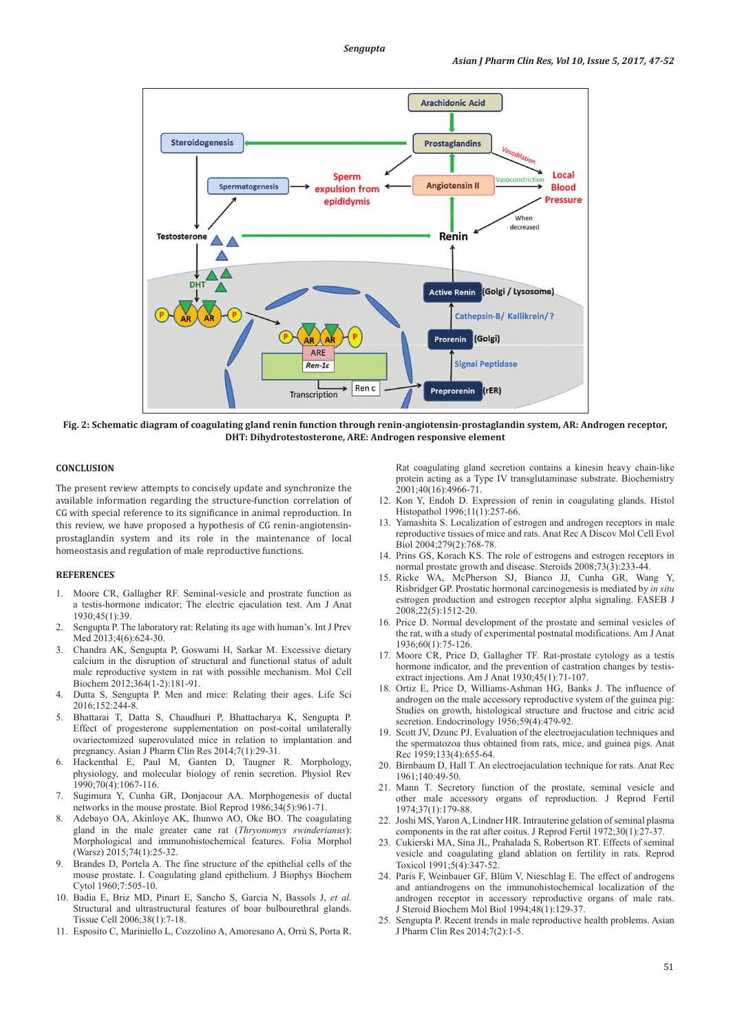Fig. 2: Schematic diagram of coagulating gland renin function through renin-angiotensin-prostaglandin system, AR: Androgen receptor, DHT: Dihydrotestosterone, ARE: Androgen responsive element

## CONCLUSION

The present review attempts to concisely update and synchronize the available information regarding the structure-function correlation of CG with special reference to its significance in animal reproduction. In this review, we have proposed a hypothesis of CG renin-angiotensin-prostaglandin system and its role in the maintenance of local homeostasis and regulation of male reproductive functions.

## REFERENCES

1. Moore CR, Gallagher RF. Seminal-vesicle and prostrate function as a testis-hormone indicator; The electric ejaculation test. Am J Anat 1930;45(1):39.
2. Sengupta P. The laboratory rat: Relating its age with human's. Int J Prev Med 2013;4(6):624-30.
3. Chandra AK, Sengupta P, Goswami H, Sarkar M. Excessive dietary calcium in the disruption of structural and functional status of adult male reproductive system in rat with possible mechanism. Mol Cell Biochem 2012;364(1-2):181-91.
4. Dutta S, Sengupta P. Men and mice: Relating their ages. Life Sci 2016;152:244-8.
5. Bhattarai T, Datta S, Chaudhuri P, Bhattacharya K, Sengupta P. Effect of progesterone supplementation on post-coital unilaterally ovariectomized superovulated mice in relation to implantation and pregnancy. Asian J Pharm Clin Res 2014;7(1):29-31.
6. Hackenthal E, Paul M, Ganten D, Taugner R. Morphology, physiology, and molecular biology of renin secretion. Physiol Rev 1990;70(4):1067-116.
7. Sugimura Y, Cunha GR, Donjacour AA. Morphogenesis of ductal networks in the mouse prostate. Biol Reprod 1986;34(5):961-71.
8. Adebayo OA, Akinloye AK, Ihunwo AO, Oke BO. The coagulating gland in the male greater cane rat (*Thryonomys swinderianus*): Morphological and immunohistochemical features. Folia Morphol (Warsz) 2015;74(1):25-32.
9. Brandes D, Portela A. The fine structure of the epithelial cells of the mouse prostate. I. Coagulating gland epithelium. J Biophys Biochem Cytol 1960;7:505-10.
10. Badia E, Briz MD, Pinart E, Sancho S, Garcia N, Bassols J, *et al.* Structural and ultrastructural features of boar bulbourethral glands. Tissue Cell 2006;38(1):7-18.
11. Esposito C, Mariniello L, Cozzolino A, Amoresano A, Orrù S, Porta R. Rat coagulating gland secretion contains a kinesin heavy chain-like protein acting as a Type IV transglutaminase substrate. Biochemistry 2001;40(16):4966-71.
12. Kon Y, Endoh D. Expression of renin in coagulating glands. Histol Histopathol 1996;11(1):257-66.
13. Yamashita S. Localization of estrogen and androgen receptors in male reproductive tissues of mice and rats. Anat Rec A Discov Mol Cell Evol Biol 2004;279(2):768-78.
14. Prins GS, Korach KS. The role of estrogens and estrogen receptors in normal prostate growth and disease. Steroids 2008;73(3):233-44.
15. Ricke WA, McPherson SJ, Bianco JJ, Cunha GR, Wang Y, Risbridger GP. Prostatic hormonal carcinogenesis is mediated by *in situ* estrogen production and estrogen receptor alpha signaling. FASEB J 2008;22(5):1512-20.
16. Price D. Normal development of the prostate and seminal vesicles of the rat, with a study of experimental postnatal modifications. Am J Anat 1936;60(1):75-126.
17. Moore CR, Price D, Gallagher TF. Rat-prostate cytology as a testis hormone indicator, and the prevention of castration changes by testis-extract injections. Am J Anat 1930;45(1):71-107.
18. Ortiz E, Price D, Williams-Ashman HG, Banks J. The influence of androgen on the male accessory reproductive system of the guinea pig: Studies on growth, histological structure and fructose and citric acid secretion. Endocrinology 1956;59(4):479-92.
19. Scott JV, Dzunc PJ. Evaluation of the electroejaculation techniques and the spermatozoa thus obtained from rats, mice, and guinea pigs. Anat Rec 1959;133(4):655-64.
20. Birnbaum D, Hall T. An electroejaculation technique for rats. Anat Rec 1961;140:49-50.
21. Mann T. Secretory function of the prostate, seminal vesicle and other male accessory organs of reproduction. J Reprod Fertil 1974;37(1):179-88.
22. Joshi MS, Yaron A, Lindner HR. Intrauterine gelation of seminal plasma components in the rat after coitus. J Reprod Fertil 1972;30(1):27-37.
23. Cukierski MA, Sina JL, Prahalada S, Robertson RT. Effects of seminal vesicle and coagulating gland ablation on fertility in rats. Reprod Toxicol 1991;5(4):347-52.
24. Paris F, Weinbauer GF, Blüm V, Nieschlag E. The effect of androgens and antiandrogens on the immunohistochemical localization of the androgen receptor in accessory reproductive organs of male rats. J Steroid Biochem Mol Biol 1994;48(1):129-37.
25. Sengupta P. Recent trends in male reproductive health problems. Asian J Pharm Clin Res 2014;7(2):1-5.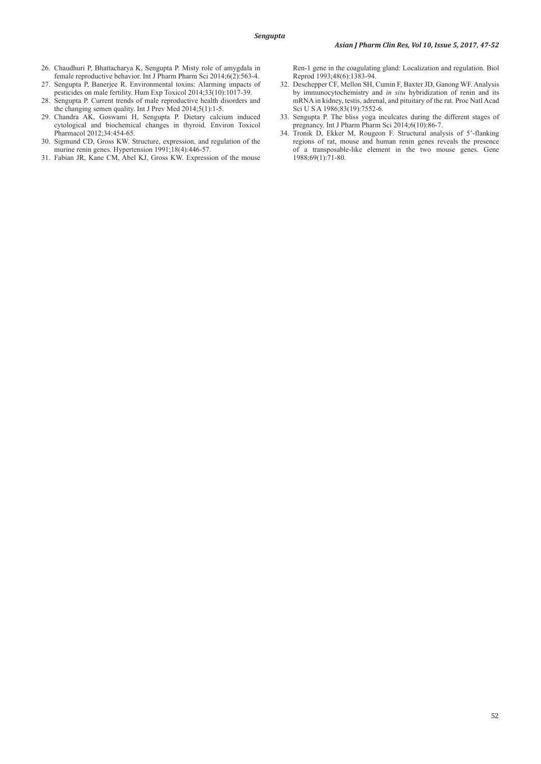26. Chaudhuri P, Bhattacharya K, Sengupta P. Misty role of amygdala in female reproductive behavior. Int J Pharm Pharm Sci 2014;6(2):563-4.
27. Sengupta P, Banerjee R. Environmental toxins: Alarming impacts of pesticides on male fertility. Hum Exp Toxicol 2014;33(10):1017-39.
28. Sengupta P. Current trends of male reproductive health disorders and the changing semen quality. Int J Prev Med 2014;5(1):1-5.
29. Chandra AK, Goswami H, Sengupta P. Dietary calcium induced cytological and biochemical changes in thyroid. Environ Toxicol Pharmacol 2012;34:454-65.
30. Sigmund CD, Gross KW. Structure, expression, and regulation of the murine renin genes. Hypertension 1991;18(4):446-57.
31. Fabian JR, Kane CM, Abel KJ, Gross KW. Expression of the mouse Ren-1 gene in the coagulating gland: Localization and regulation. Biol Reprod 1993;48(6):1383-94.
32. Deschepper CF, Mellon SH, Cumin F, Baxter JD, Ganong WF. Analysis by immunocytochemistry and *in situ* hybridization of renin and its mRNA in kidney, testis, adrenal, and pituitary of the rat. Proc Natl Acad Sci U S A 1986;83(19):7552-6.
33. Sengupta P. The bliss yoga inculcates during the different stages of pregnancy. Int J Pharm Pharm Sci 2014;6(10):86-7.
34. Tronik D, Ekker M, Rougeon F. Structural analysis of 5'-flanking regions of rat, mouse and human renin genes reveals the presence of a transposable-like element in the two mouse genes. Gene 1988;69(1):71-80.